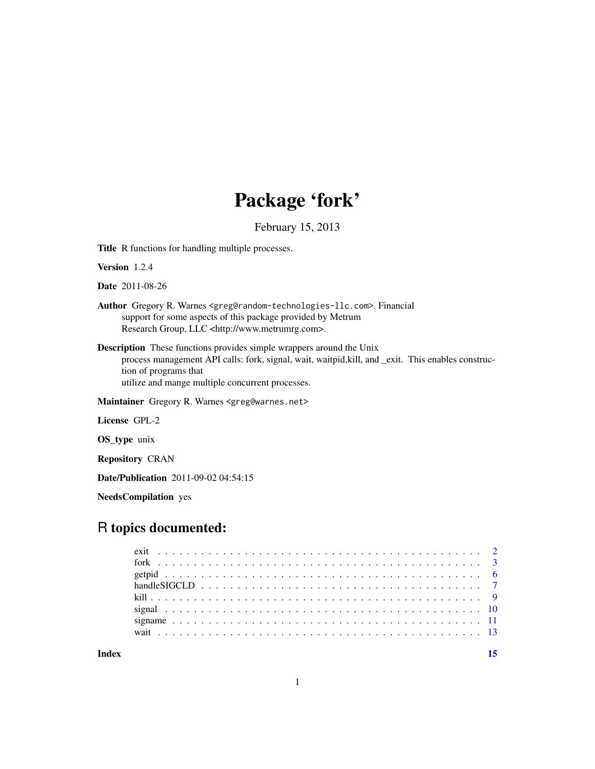# Package 'fork'

February 15, 2013

**Title** R functions for handling multiple processes.

**Version** 1.2.4

**Date** 2011-08-26

**Author** Gregory R. Warnes <greg@random-technologies-llc.com>. Financial support for some aspects of this package provided by Metrum Research Group, LLC <http://www.metrumrg.com>.

**Description** These functions provides simple wrappers around the Unix process management API calls: fork, signal, wait, waitpid,kill, and _exit. This enables construction of programs that utilize and mange multiple concurrent processes.

**Maintainer** Gregory R. Warnes <greg@warnes.net>

**License** GPL-2

**OS_type** unix

**Repository** CRAN

**Date/Publication** 2011-09-02 04:54:15

**NeedsCompilation** yes

## R topics documented:

- exit . . . . . . . . . . . . . . . . . . . . . . . . . . . . . . . . . . . . . . . . . 2
- fork . . . . . . . . . . . . . . . . . . . . . . . . . . . . . . . . . . . . . . . . . 3
- getpid . . . . . . . . . . . . . . . . . . . . . . . . . . . . . . . . . . . . . . . . 6
- handleSIGCLD . . . . . . . . . . . . . . . . . . . . . . . . . . . . . . . . . . . . 7
- kill . . . . . . . . . . . . . . . . . . . . . . . . . . . . . . . . . . . . . . . . . 9
- signal . . . . . . . . . . . . . . . . . . . . . . . . . . . . . . . . . . . . . . . . 10
- signame . . . . . . . . . . . . . . . . . . . . . . . . . . . . . . . . . . . . . . . 11
- wait . . . . . . . . . . . . . . . . . . . . . . . . . . . . . . . . . . . . . . . . . 13

**Index** 15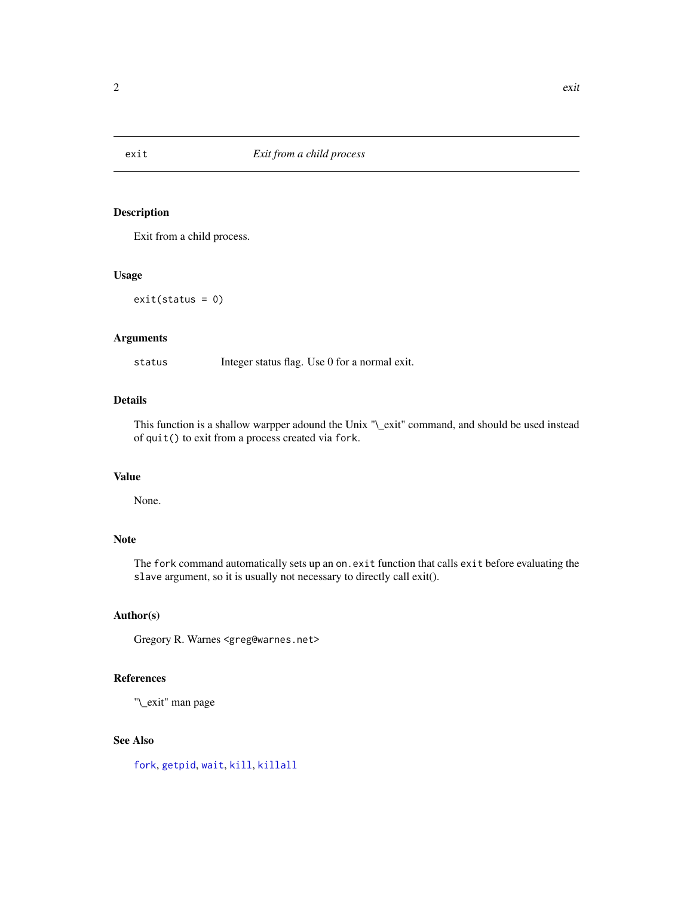## exit — *Exit from a child process*

### Description

Exit from a child process.

### Usage

```
exit(status = 0)
```

### Arguments

| | |
|---|---|
| `status` | Integer status flag. Use 0 for a normal exit. |

### Details

This function is a shallow warpper adound the Unix "\_exit" command, and should be used instead of `quit()` to exit from a process created via `fork`.

### Value

None.

### Note

The `fork` command automatically sets up an `on.exit` function that calls `exit` before evaluating the `slave` argument, so it is usually not necessary to directly call exit().

### Author(s)

Gregory R. Warnes <greg@warnes.net>

### References

"\_exit" man page

### See Also

`fork`, `getpid`, `wait`, `kill`, `killall`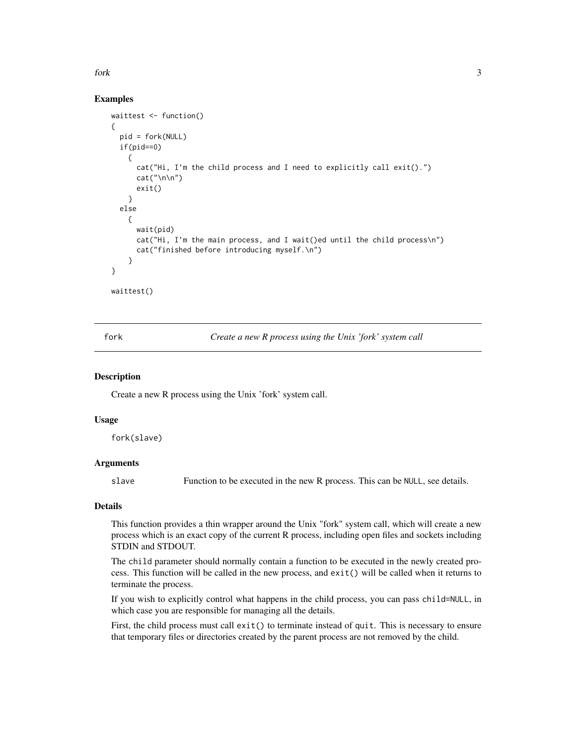## Examples

```
waittest <- function()
{
  pid = fork(NULL)
  if(pid==0)
    {
      cat("Hi, I'm the child process and I need to explicitly call exit().")
      cat("\n\n")
      exit()
    }
  else
    {
      wait(pid)
      cat("Hi, I'm the main process, and I wait()ed until the child process\n")
      cat("finished before introducing myself.\n")
    }
}

waittest()
```

---

# fork — *Create a new R process using the Unix 'fork' system call*

## Description

Create a new R process using the Unix 'fork' system call.

## Usage

```
fork(slave)
```

## Arguments

| | |
|---|---|
| `slave` | Function to be executed in the new R process. This can be `NULL`, see details. |

## Details

This function provides a thin wrapper around the Unix "fork" system call, which will create a new process which is an exact copy of the current R process, including open files and sockets including STDIN and STDOUT.

The `child` parameter should normally contain a function to be executed in the newly created process. This function will be called in the new process, and `exit()` will be called when it returns to terminate the process.

If you wish to explicitly control what happens in the child process, you can pass `child=NULL`, in which case you are responsible for managing all the details.

First, the child process must call `exit()` to terminate instead of `quit`. This is necessary to ensure that temporary files or directories created by the parent process are not removed by the child.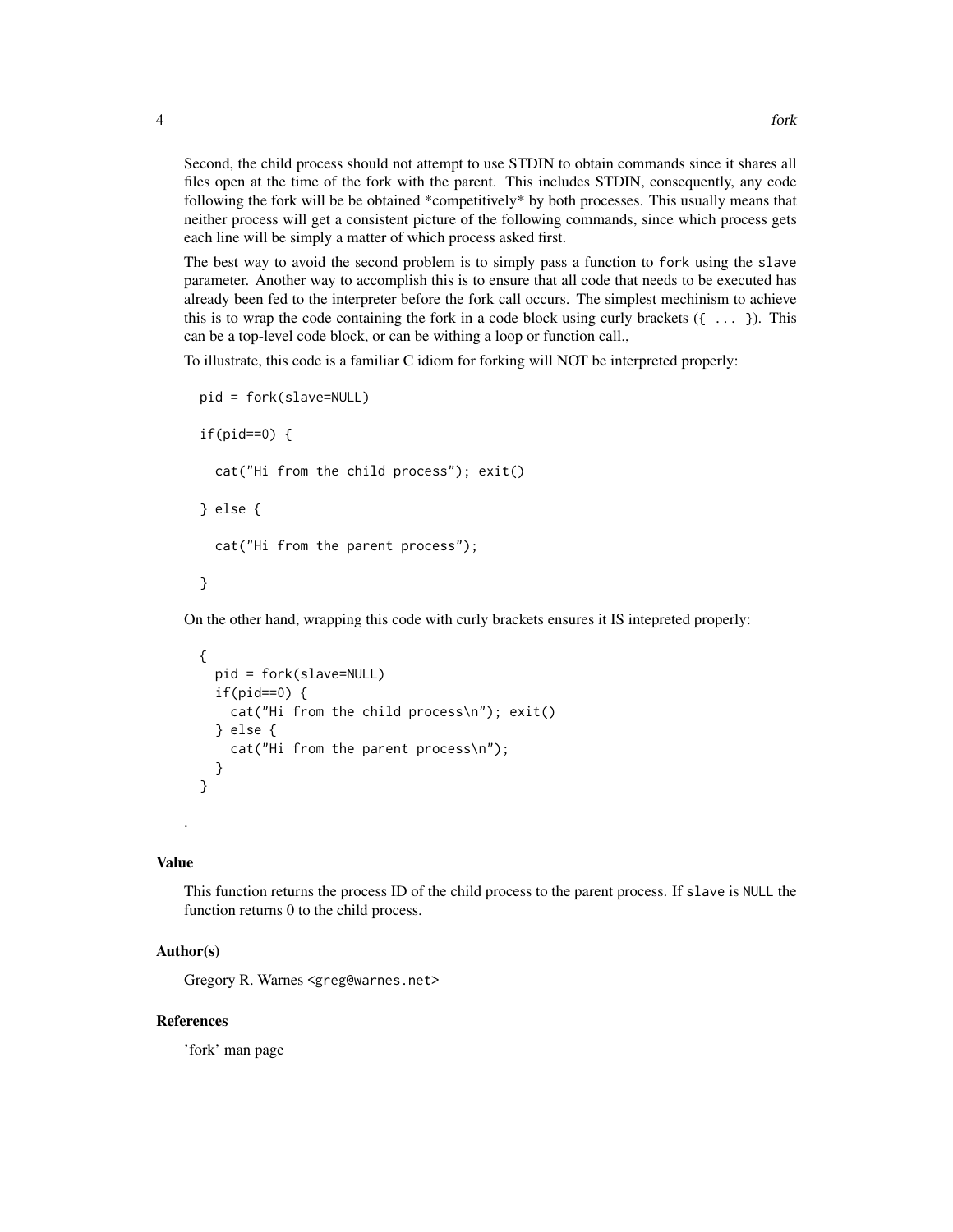Second, the child process should not attempt to use STDIN to obtain commands since it shares all files open at the time of the fork with the parent. This includes STDIN, consequently, any code following the fork will be be obtained *competitively* by both processes. This usually means that neither process will get a consistent picture of the following commands, since which process gets each line will be simply a matter of which process asked first.

The best way to avoid the second problem is to simply pass a function to `fork` using the `slave` parameter. Another way to accomplish this is to ensure that all code that needs to be executed has already been fed to the interpreter before the fork call occurs. The simplest mechanism to achieve this is to wrap the code containing the fork in a code block using curly brackets (`{ ... }`). This can be a top-level code block, or can be withing a loop or function call.,

To illustrate, this code is a familiar C idiom for forking will NOT be interpreted properly:

```
pid = fork(slave=NULL)

if(pid==0) {

  cat("Hi from the child process"); exit()

} else {

  cat("Hi from the parent process");

}
```

On the other hand, wrapping this code with curly brackets ensures it IS intepreted properly:

```
{
  pid = fork(slave=NULL)
  if(pid==0) {
    cat("Hi from the child process\n"); exit()
  } else {
    cat("Hi from the parent process\n");
  }
}
```

.

### Value

This function returns the process ID of the child process to the parent process. If `slave` is `NULL` the function returns 0 to the child process.

### Author(s)

Gregory R. Warnes <greg@warnes.net>

### References

'fork' man page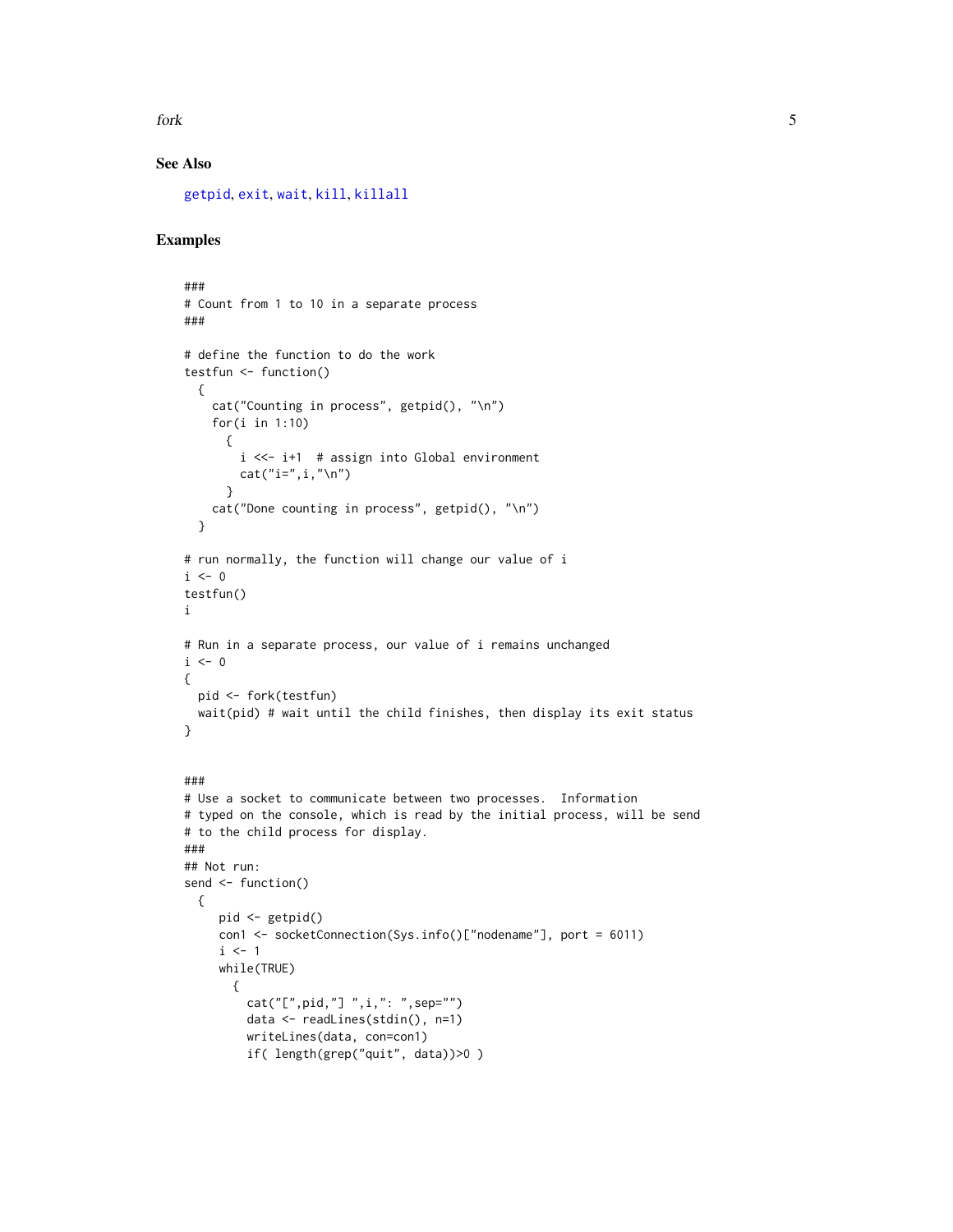## See Also

getpid, exit, wait, kill, killall

## Examples

```
###
# Count from 1 to 10 in a separate process
###

# define the function to do the work
testfun <- function()
  {
    cat("Counting in process", getpid(), "\n")
    for(i in 1:10)
      {
        i <<- i+1  # assign into Global environment
        cat("i=",i,"\n")
      }
    cat("Done counting in process", getpid(), "\n")
  }

# run normally, the function will change our value of i
i <- 0
testfun()
i

# Run in a separate process, our value of i remains unchanged
i <- 0
{
  pid <- fork(testfun)
  wait(pid) # wait until the child finishes, then display its exit status
}


###
# Use a socket to communicate between two processes.  Information
# typed on the console, which is read by the initial process, will be send
# to the child process for display.
###
## Not run:
send <- function()
  {
     pid <- getpid()
     con1 <- socketConnection(Sys.info()["nodename"], port = 6011)
     i <- 1
     while(TRUE)
       {
         cat("[",pid,"] ",i,": ",sep="")
         data <- readLines(stdin(), n=1)
         writeLines(data, con=con1)
         if( length(grep("quit", data))>0 )
```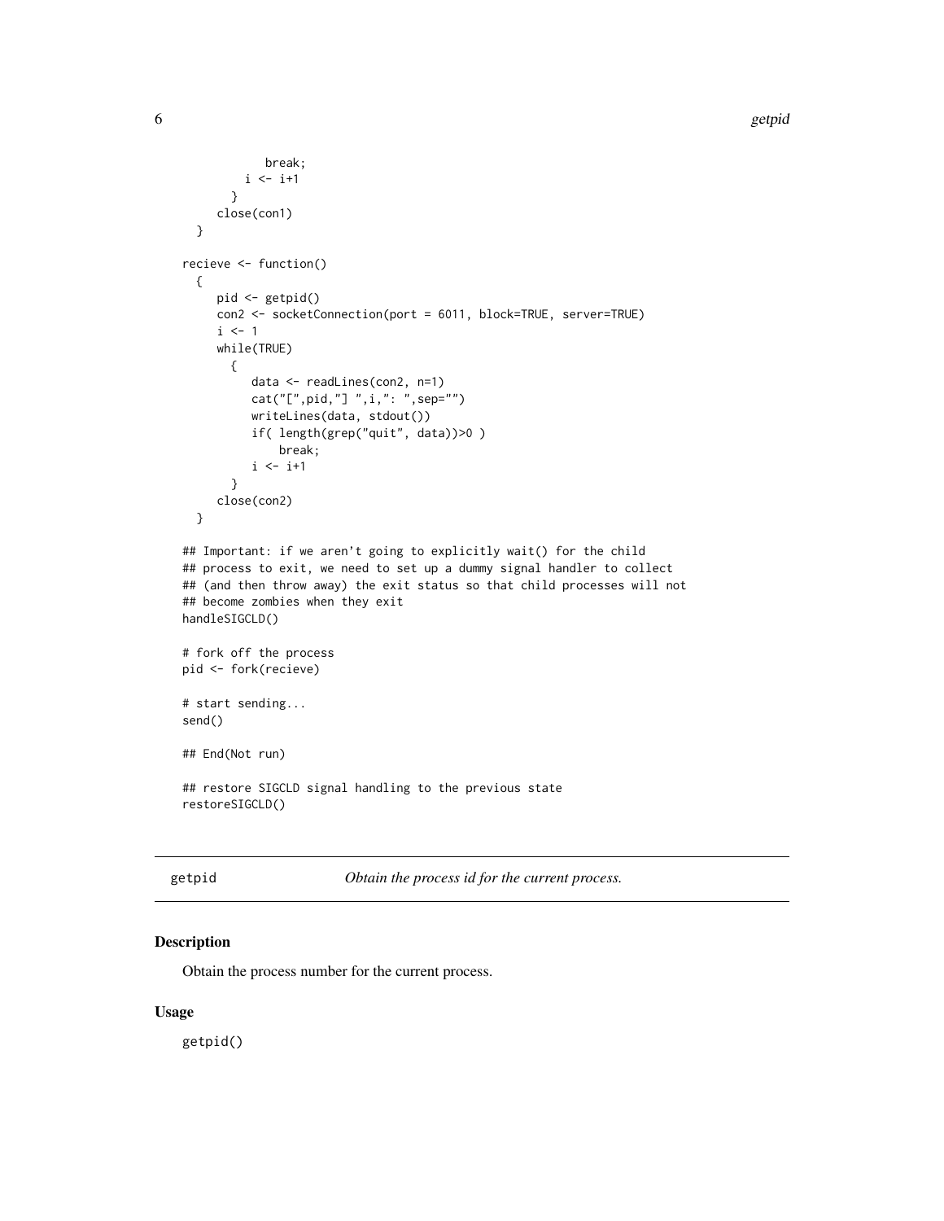```
          break;
        i <- i+1
      }
    close(con1)
  }

recieve <- function()
  {
    pid <- getpid()
    con2 <- socketConnection(port = 6011, block=TRUE, server=TRUE)
    i <- 1
    while(TRUE)
      {
         data <- readLines(con2, n=1)
         cat("[",pid,"] ",i,": ",sep="")
         writeLines(data, stdout())
         if( length(grep("quit", data))>0 )
             break;
         i <- i+1
      }
    close(con2)
  }

## Important: if we aren't going to explicitly wait() for the child
## process to exit, we need to set up a dummy signal handler to collect
## (and then throw away) the exit status so that child processes will not
## become zombies when they exit
handleSIGCLD()

# fork off the process
pid <- fork(recieve)

# start sending...
send()

## End(Not run)

## restore SIGCLD signal handling to the previous state
restoreSIGCLD()
```

## getpid — *Obtain the process id for the current process.*

### Description

Obtain the process number for the current process.

### Usage

```
getpid()
```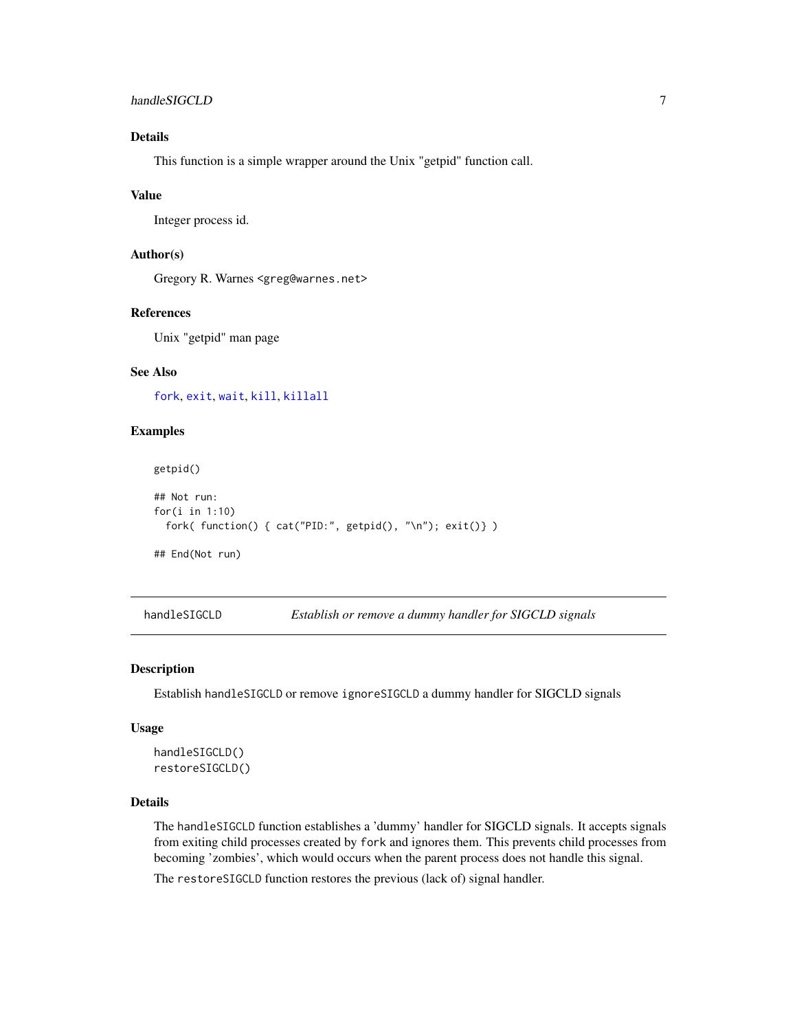### Details

This function is a simple wrapper around the Unix "getpid" function call.

### Value

Integer process id.

### Author(s)

Gregory R. Warnes <greg@warnes.net>

### References

Unix "getpid" man page

### See Also

fork, exit, wait, kill, killall

### Examples

```
getpid()

## Not run:
for(i in 1:10)
  fork( function() { cat("PID:", getpid(), "\n"); exit()} )

## End(Not run)
```

---

## handleSIGCLD — *Establish or remove a dummy handler for SIGCLD signals*

### Description

Establish `handleSIGCLD` or remove `ignoreSIGCLD` a dummy handler for SIGCLD signals

### Usage

```
handleSIGCLD()
restoreSIGCLD()
```

### Details

The `handleSIGCLD` function establishes a 'dummy' handler for SIGCLD signals. It accepts signals from exiting child processes created by `fork` and ignores them. This prevents child processes from becoming 'zombies', which would occurs when the parent process does not handle this signal.

The `restoreSIGCLD` function restores the previous (lack of) signal handler.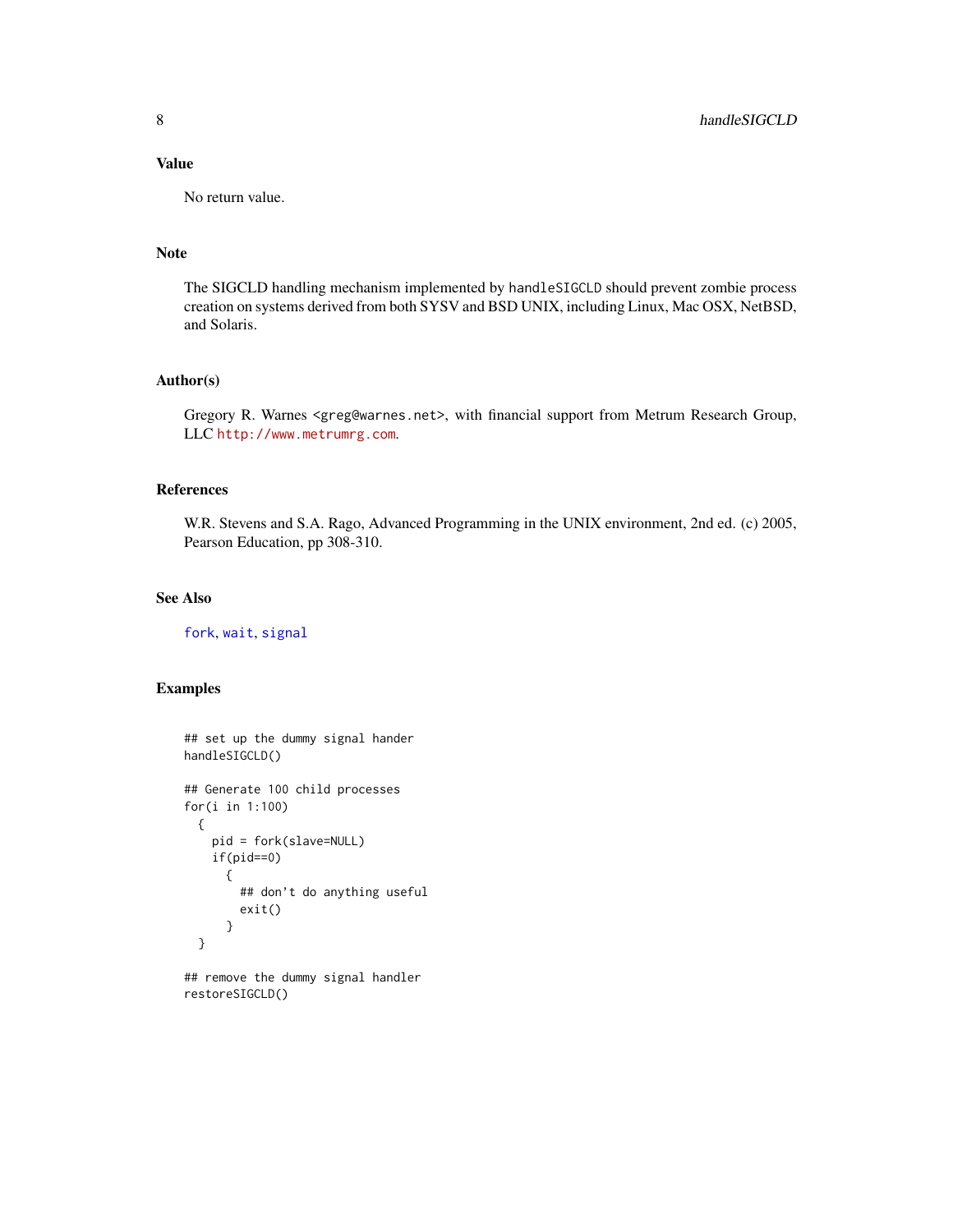## Value

No return value.

## Note

The SIGCLD handling mechanism implemented by `handleSIGCLD` should prevent zombie process creation on systems derived from both SYSV and BSD UNIX, including Linux, Mac OSX, NetBSD, and Solaris.

## Author(s)

Gregory R. Warnes <greg@warnes.net>, with financial support from Metrum Research Group, LLC http://www.metrumrg.com.

## References

W.R. Stevens and S.A. Rago, Advanced Programming in the UNIX environment, 2nd ed. (c) 2005, Pearson Education, pp 308-310.

## See Also

fork, wait, signal

## Examples

```
## set up the dummy signal hander
handleSIGCLD()

## Generate 100 child processes
for(i in 1:100)
  {
    pid = fork(slave=NULL)
    if(pid==0)
      {
        ## don't do anything useful
        exit()
      }
  }

## remove the dummy signal handler
restoreSIGCLD()
```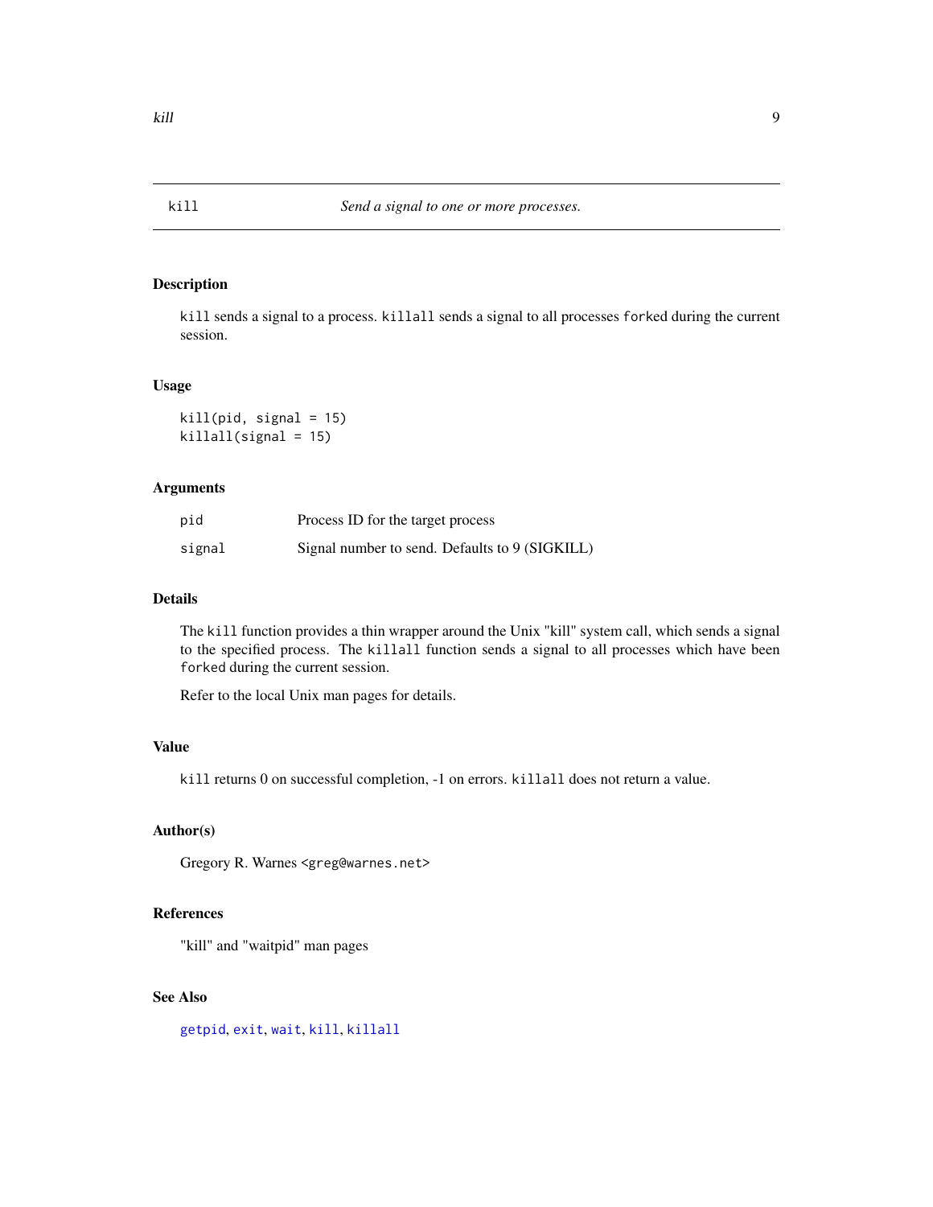kill *Send a signal to one or more processes.*

## Description

`kill` sends a signal to a process. `killall` sends a signal to all processes `fork`ed during the current session.

## Usage

```
kill(pid, signal = 15)
killall(signal = 15)
```

## Arguments

| | |
|---|---|
| `pid` | Process ID for the target process |
| `signal` | Signal number to send. Defaults to 9 (SIGKILL) |

## Details

The `kill` function provides a thin wrapper around the Unix "kill" system call, which sends a signal to the specified process. The `killall` function sends a signal to all processes which have been `fork`ed during the current session.

Refer to the local Unix man pages for details.

## Value

`kill` returns 0 on successful completion, -1 on errors. `killall` does not return a value.

## Author(s)

Gregory R. Warnes <greg@warnes.net>

## References

"kill" and "waitpid" man pages

## See Also

`getpid`, `exit`, `wait`, `kill`, `killall`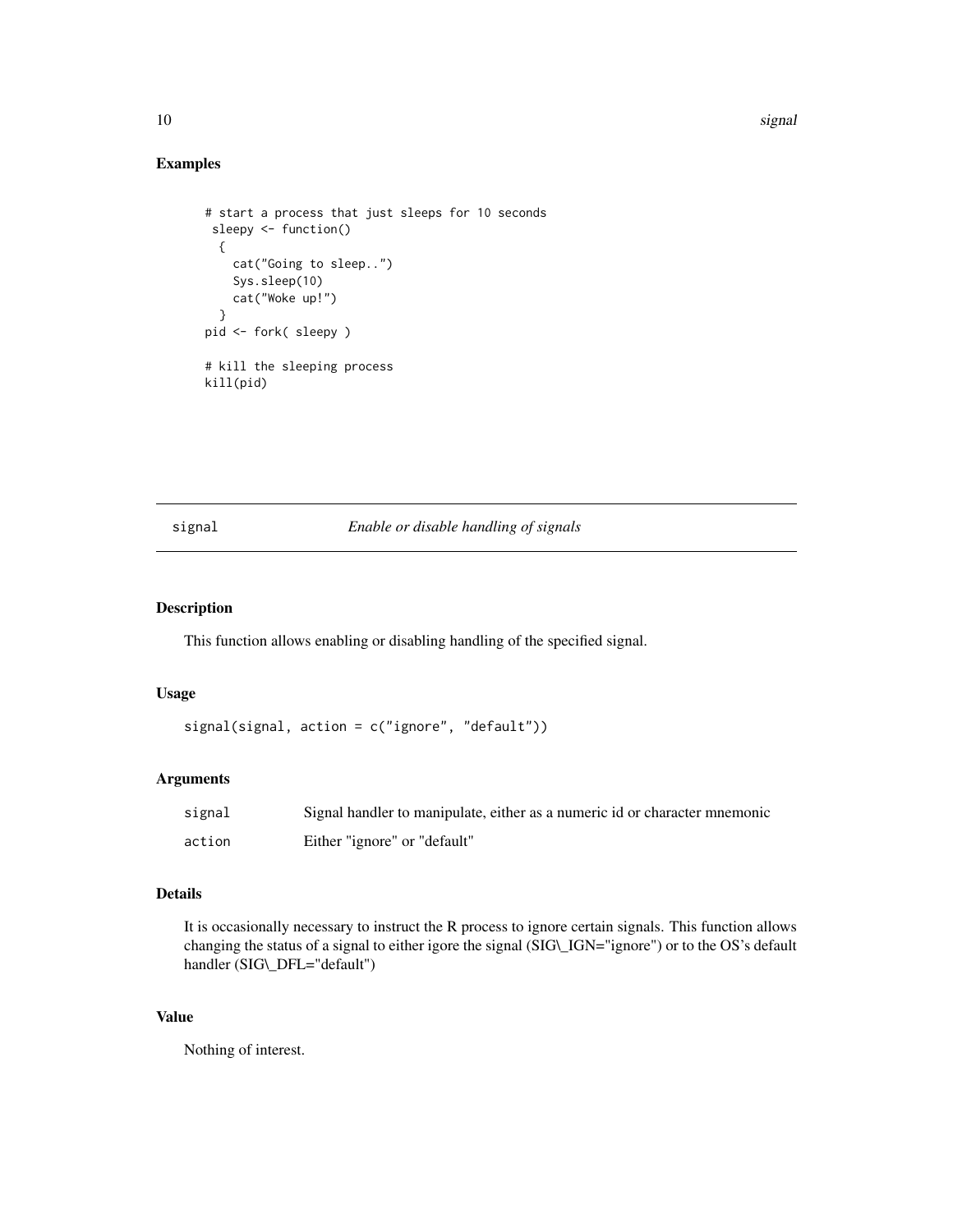## Examples

```
# start a process that just sleeps for 10 seconds
 sleepy <- function()
  {
    cat("Going to sleep..")
    Sys.sleep(10)
    cat("Woke up!")
  }
pid <- fork( sleepy )

# kill the sleeping process
kill(pid)
```

---

signal *Enable or disable handling of signals*

---

## Description

This function allows enabling or disabling handling of the specified signal.

## Usage

```
signal(signal, action = c("ignore", "default"))
```

## Arguments

| | |
|---|---|
| signal | Signal handler to manipulate, either as a numeric id or character mnemonic |
| action | Either "ignore" or "default" |

## Details

It is occasionally necessary to instruct the R process to ignore certain signals. This function allows changing the status of a signal to either igore the signal (SIG\_IGN="ignore") or to the OS's default handler (SIG\_DFL="default")

## Value

Nothing of interest.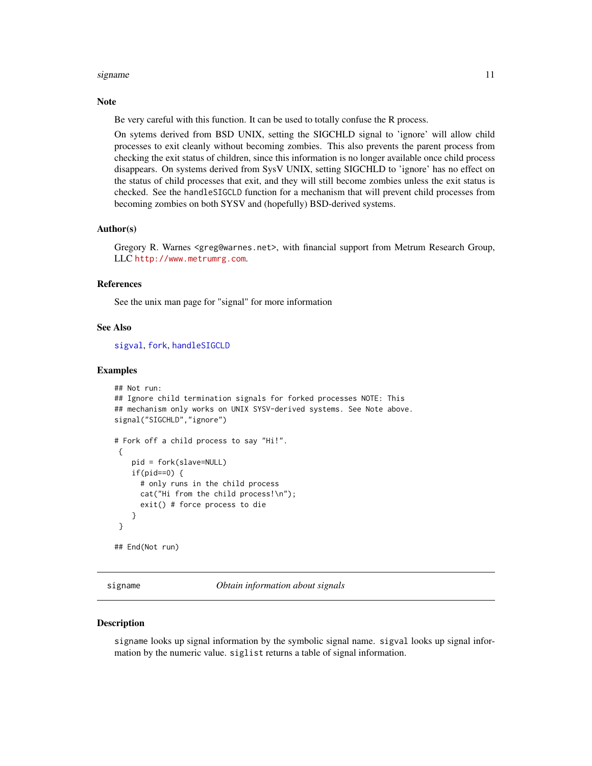### Note

Be very careful with this function. It can be used to totally confuse the R process.

On sytems derived from BSD UNIX, setting the SIGCHLD signal to 'ignore' will allow child processes to exit cleanly without becoming zombies. This also prevents the parent process from checking the exit status of children, since this information is no longer available once child process disappears. On systems derived from SysV UNIX, setting SIGCHLD to 'ignore' has no effect on the status of child processes that exit, and they will still become zombies unless the exit status is checked. See the `handleSIGCLD` function for a mechanism that will prevent child processes from becoming zombies on both SYSV and (hopefully) BSD-derived systems.

### Author(s)

Gregory R. Warnes <greg@warnes.net>, with financial support from Metrum Research Group, LLC http://www.metrumrg.com.

### References

See the unix man page for "signal" for more information

### See Also

sigval, fork, handleSIGCLD

### Examples

```
## Not run:
## Ignore child termination signals for forked processes NOTE: This
## mechanism only works on UNIX SYSV-derived systems. See Note above.
signal("SIGCHLD","ignore")

# Fork off a child process to say "Hi!".
 {
    pid = fork(slave=NULL)
    if(pid==0) {
      # only runs in the child process
      cat("Hi from the child process!\n");
      exit() # force process to die
    }
 }

## End(Not run)
```

---

## signame — *Obtain information about signals*

---

### Description

`signame` looks up signal information by the symbolic signal name. `sigval` looks up signal information by the numeric value. `siglist` returns a table of signal information.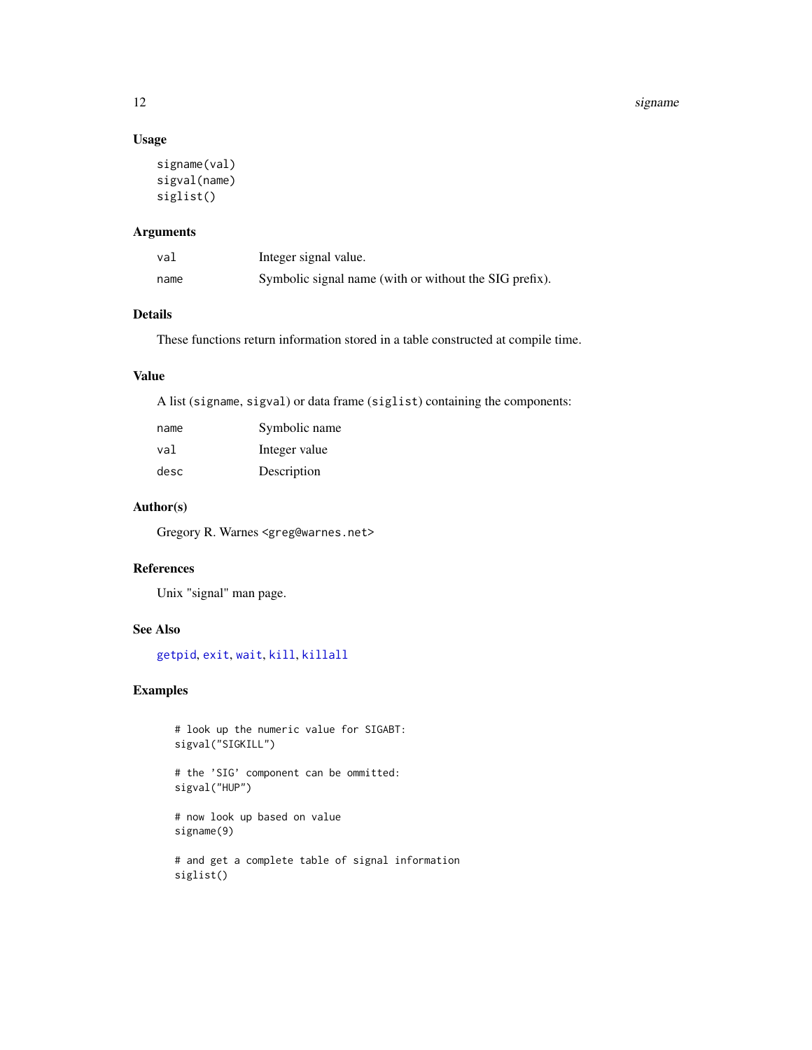## Usage

```
signame(val)
sigval(name)
siglist()
```

## Arguments

| | |
|---|---|
| `val` | Integer signal value. |
| `name` | Symbolic signal name (with or without the SIG prefix). |

## Details

These functions return information stored in a table constructed at compile time.

## Value

A list (`signame`, `sigval`) or data frame (`siglist`) containing the components:

| | |
|---|---|
| `name` | Symbolic name |
| `val` | Integer value |
| `desc` | Description |

## Author(s)

Gregory R. Warnes <`greg@warnes.net`>

## References

Unix "signal" man page.

## See Also

`getpid`, `exit`, `wait`, `kill`, `killall`

## Examples

```
# look up the numeric value for SIGABT:
sigval("SIGKILL")

# the 'SIG' component can be ommitted:
sigval("HUP")

# now look up based on value
signame(9)

# and get a complete table of signal information
siglist()
```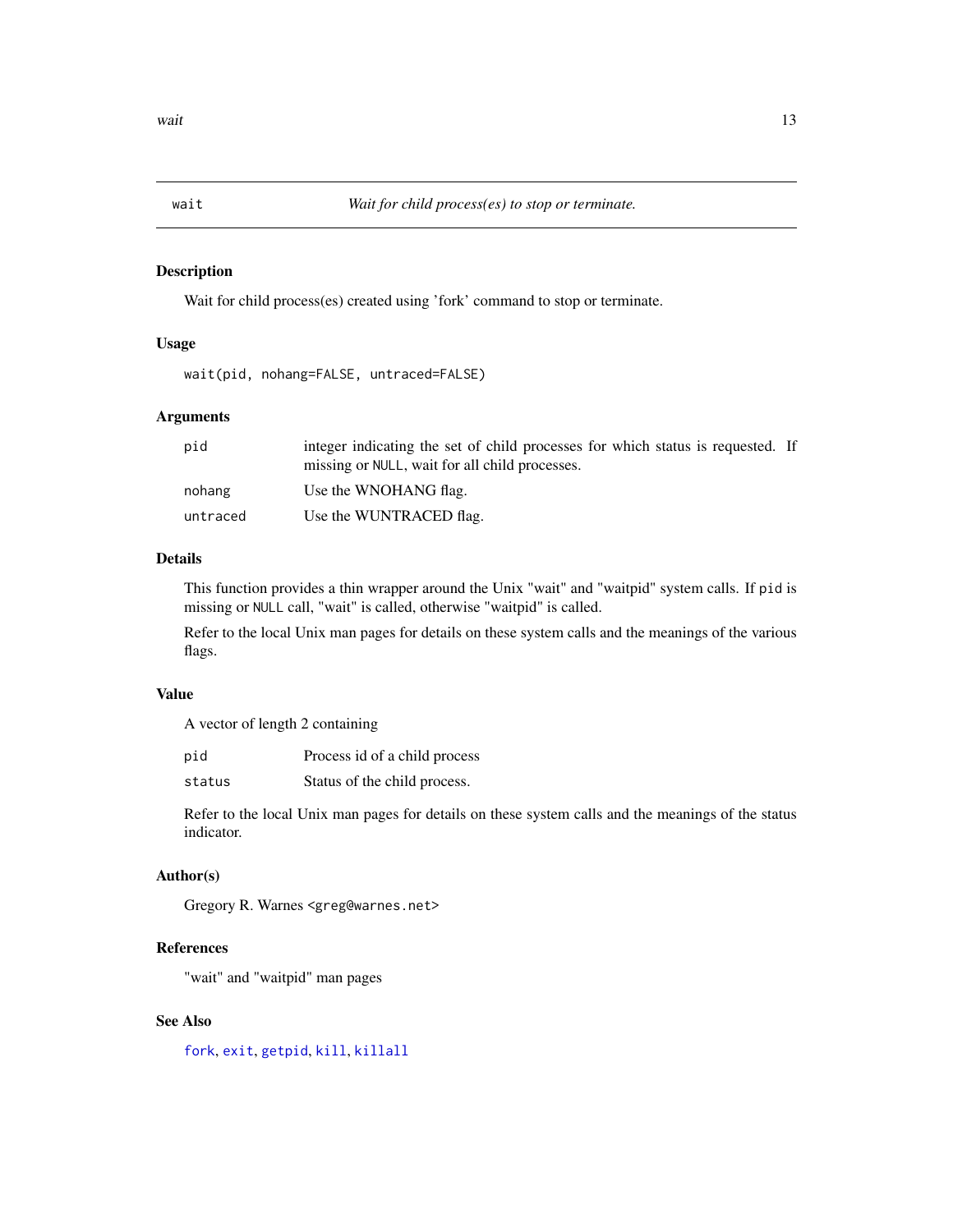## wait — *Wait for child process(es) to stop or terminate.*

### Description

Wait for child process(es) created using 'fork' command to stop or terminate.

### Usage

```
wait(pid, nohang=FALSE, untraced=FALSE)
```

### Arguments

| | |
|---|---|
| `pid` | integer indicating the set of child processes for which status is requested. If missing or `NULL`, wait for all child processes. |
| `nohang` | Use the WNOHANG flag. |
| `untraced` | Use the WUNTRACED flag. |

### Details

This function provides a thin wrapper around the Unix "wait" and "waitpid" system calls. If `pid` is missing or `NULL` call, "wait" is called, otherwise "waitpid" is called.

Refer to the local Unix man pages for details on these system calls and the meanings of the various flags.

### Value

A vector of length 2 containing

| | |
|---|---|
| `pid` | Process id of a child process |
| `status` | Status of the child process. |

Refer to the local Unix man pages for details on these system calls and the meanings of the status indicator.

### Author(s)

Gregory R. Warnes `<greg@warnes.net>`

### References

"wait" and "waitpid" man pages

### See Also

`fork`, `exit`, `getpid`, `kill`, `killall`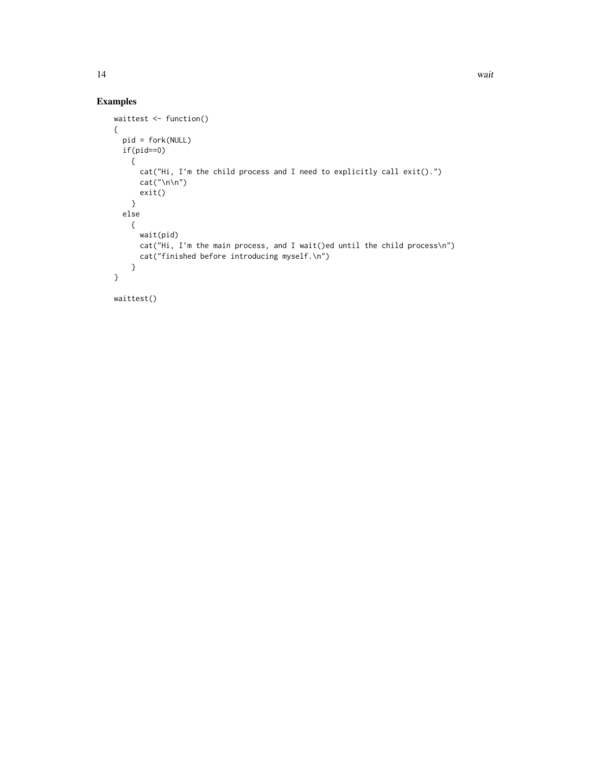## Examples

```
waittest <- function()
{
  pid = fork(NULL)
  if(pid==0)
    {
      cat("Hi, I'm the child process and I need to explicitly call exit().")
      cat("\n\n")
      exit()
    }
  else
    {
      wait(pid)
      cat("Hi, I'm the main process, and I wait()ed until the child process\n")
      cat("finished before introducing myself.\n")
    }
}

waittest()
```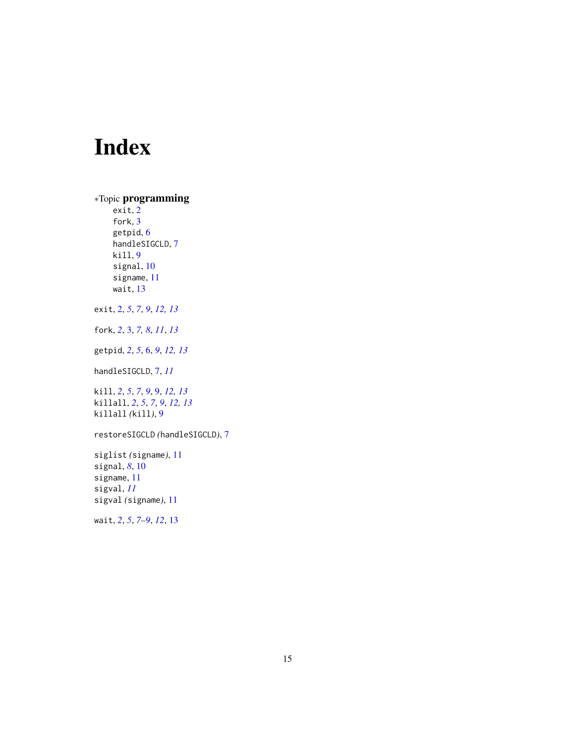# Index

*Topic **programming**
- exit, 2
- fork, 3
- getpid, 6
- handleSIGCLD, 7
- kill, 9
- signal, 10
- signame, 11
- wait, 13

exit, 2, *5*, *7*, *9*, *12, 13*

fork, *2*, 3, *7, 8*, *11*, *13*

getpid, *2*, *5*, 6, *9*, *12, 13*

handleSIGCLD, 7, *11*

kill, *2*, *5*, *7*, *9*, 9, *12, 13*
killall, *2*, *5*, *7*, *9*, *12, 13*
killall *(*kill*)*, 9

restoreSIGCLD *(*handleSIGCLD*)*, 7

siglist *(*signame*)*, 11
signal, *8*, 10
signame, 11
sigval, *11*
sigval *(*signame*)*, 11

wait, *2*, *5*, *7–9*, *12*, 13